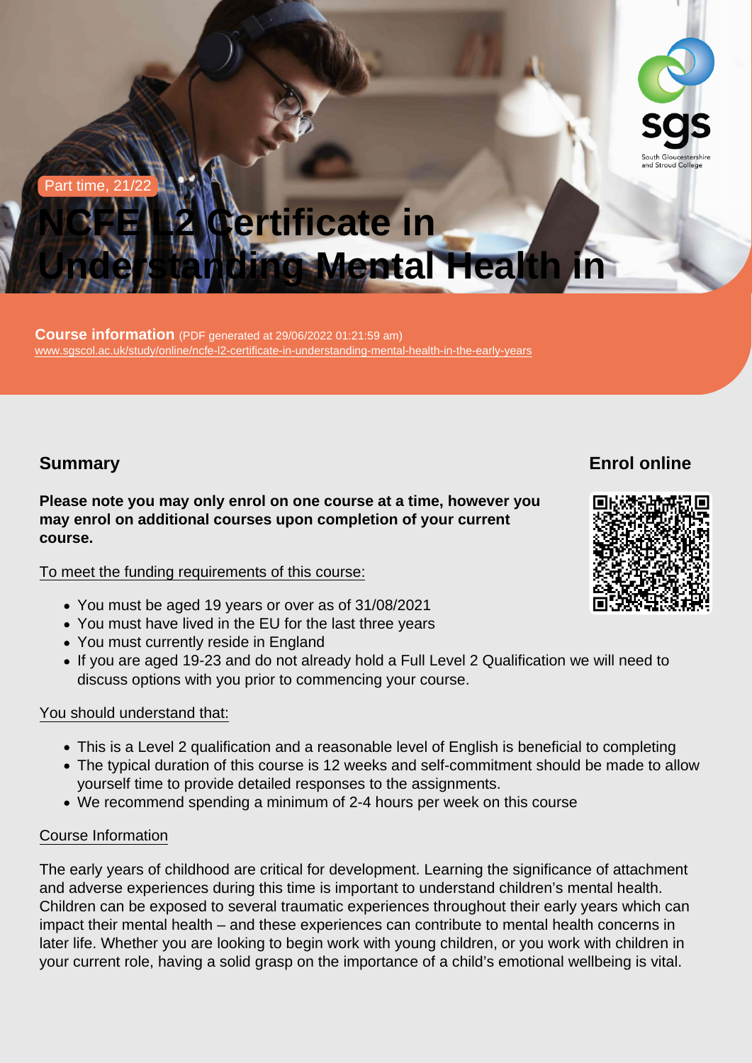Part time, 21/22

# NCFE L2 Certificate in Understanding Mental Health in

**Course information** (PDF generated at 29/06/2022 01:21:59 am)
www.sgscol.ac.uk/study/online/ncfe-l2-certificate-in-understanding-mental-health-in-the-early-years

## Summary

**Please note you may only enrol on one course at a time, however you may enrol on additional courses upon completion of your current course.**

To meet the funding requirements of this course:

- You must be aged 19 years or over as of 31/08/2021
- You must have lived in the EU for the last three years
- You must currently reside in England
- If you are aged 19-23 and do not already hold a Full Level 2 Qualification we will need to discuss options with you prior to commencing your course.

You should understand that:

- This is a Level 2 qualification and a reasonable level of English is beneficial to completing
- The typical duration of this course is 12 weeks and self-commitment should be made to allow yourself time to provide detailed responses to the assignments.
- We recommend spending a minimum of 2-4 hours per week on this course

Course Information

The early years of childhood are critical for development. Learning the significance of attachment and adverse experiences during this time is important to understand children's mental health. Children can be exposed to several traumatic experiences throughout their early years which can impact their mental health – and these experiences can contribute to mental health concerns in later life. Whether you are looking to begin work with young children, or you work with children in your current role, having a solid grasp on the importance of a child's emotional wellbeing is vital.

## Enrol online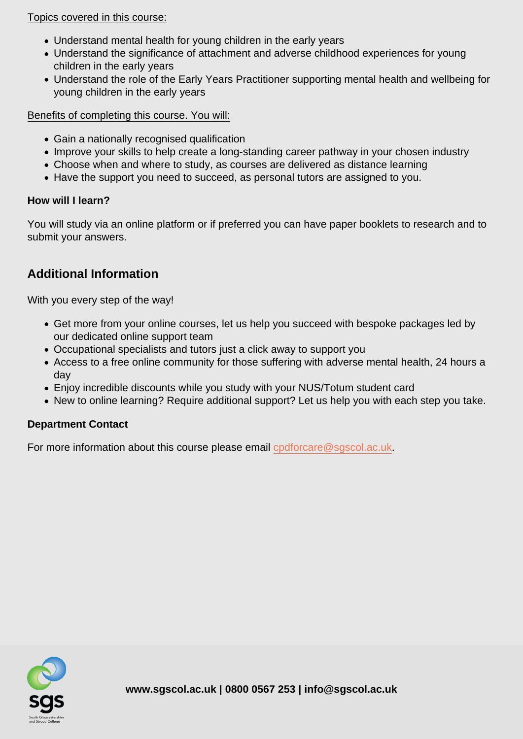Topics covered in this course:

- Understand mental health for young children in the early years
- Understand the significance of attachment and adverse childhood experiences for young children in the early years
- Understand the role of the Early Years Practitioner supporting mental health and wellbeing for young children in the early years

Benefits of completing this course. You will:

- Gain a nationally recognised qualification
- Improve your skills to help create a long-standing career pathway in your chosen industry
- Choose when and where to study, as courses are delivered as distance learning
- Have the support you need to succeed, as personal tutors are assigned to you.

**How will I learn?**

You will study via an online platform or if preferred you can have paper booklets to research and to submit your answers.

## Additional Information

With you every step of the way!

- Get more from your online courses, let us help you succeed with bespoke packages led by our dedicated online support team
- Occupational specialists and tutors just a click away to support you
- Access to a free online community for those suffering with adverse mental health, 24 hours a day
- Enjoy incredible discounts while you study with your NUS/Totum student card
- New to online learning? Require additional support? Let us help you with each step you take.

**Department Contact**

For more information about this course please email cpdforcare@sgscol.ac.uk.